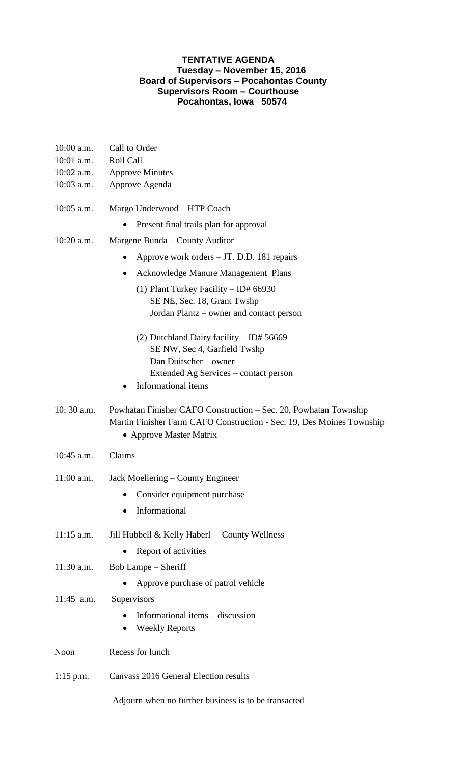**TENTATIVE AGENDA**
**Tuesday – November 15, 2016**
**Board of Supervisors – Pocahontas County**
**Supervisors Room – Courthouse**
**Pocahontas, Iowa 50574**

10:00 a.m. Call to Order
10:01 a.m. Roll Call
10:02 a.m. Approve Minutes
10:03 a.m. Approve Agenda

10:05 a.m. Margo Underwood – HTP Coach

- Present final trails plan for approval

10:20 a.m. Margene Bunda – County Auditor

- Approve work orders – JT. D.D. 181 repairs
- Acknowledge Manure Management Plans

  (1) Plant Turkey Facility – ID# 66930
  SE NE, Sec. 18, Grant Twshp
  Jordan Plantz – owner and contact person

  (2) Dutchland Dairy facility – ID# 56669
  SE NW, Sec 4, Garfield Twshp
  Dan Duitscher – owner
  Extended Ag Services – contact person
- Informational items

10: 30 a.m. Powhatan Finisher CAFO Construction – Sec. 20, Powhatan Township
Martin Finisher Farm CAFO Construction - Sec. 19, Des Moines Township

- Approve Master Matrix

10:45 a.m. Claims

11:00 a.m. Jack Moellering – County Engineer

- Consider equipment purchase
- Informational

11:15 a.m. Jill Hubbell & Kelly Haberl – County Wellness

- Report of activities

11:30 a.m. Bob Lampe – Sheriff

- Approve purchase of patrol vehicle

11:45 a.m. Supervisors

- Informational items – discussion
- Weekly Reports

Noon Recess for lunch

1:15 p.m. Canvass 2016 General Election results

Adjourn when no further business is to be transacted